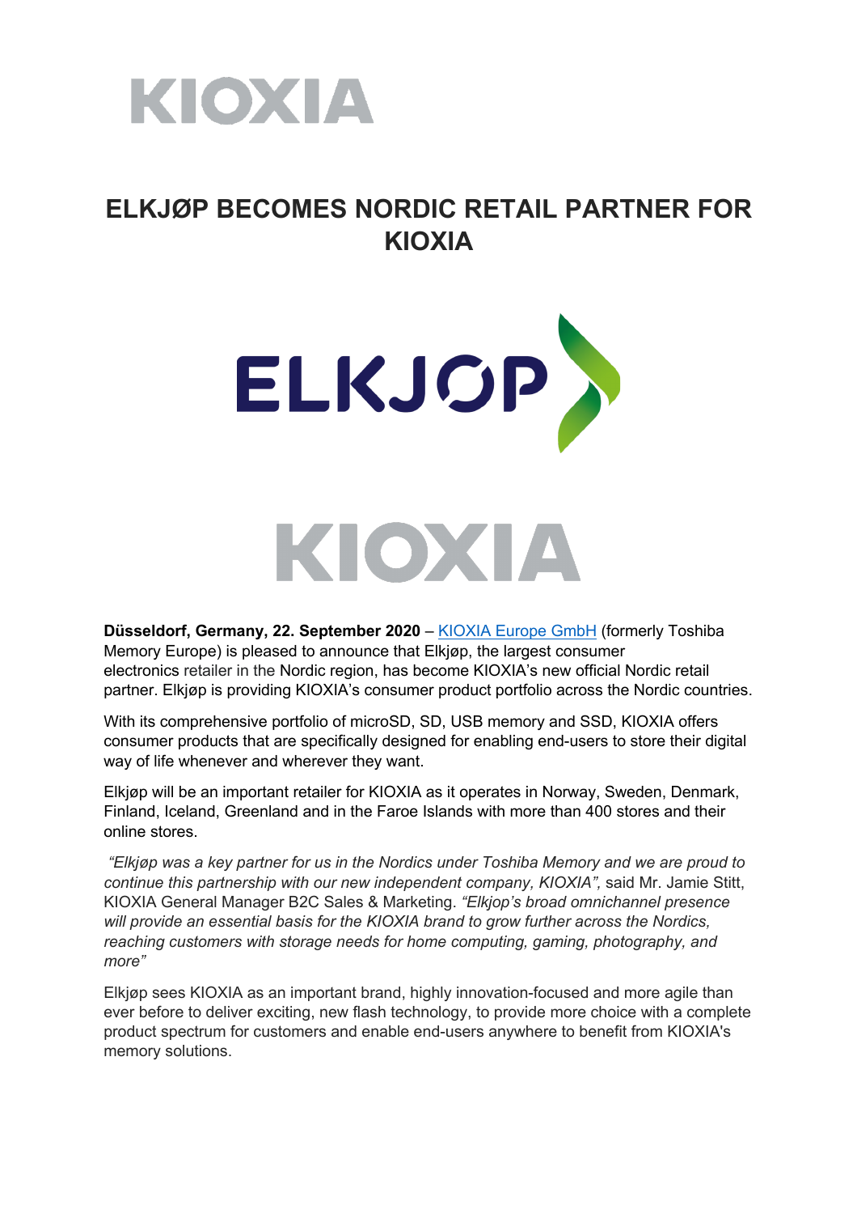KIOXIA

# ELKJØP BECOMES NORDIC RETAIL PARTNER FOR KIOXIA

ELKJOP

KIOXIA

**Düsseldorf, Germany, 22. September 2020** – KIOXIA Europe GmbH (formerly Toshiba Memory Europe) is pleased to announce that Elkjøp, the largest consumer electronics retailer in the Nordic region, has become KIOXIA's new official Nordic retail partner. Elkjøp is providing KIOXIA's consumer product portfolio across the Nordic countries.

With its comprehensive portfolio of microSD, SD, USB memory and SSD, KIOXIA offers consumer products that are specifically designed for enabling end-users to store their digital way of life whenever and wherever they want.

Elkjøp will be an important retailer for KIOXIA as it operates in Norway, Sweden, Denmark, Finland, Iceland, Greenland and in the Faroe Islands with more than 400 stores and their online stores.

*"Elkjøp was a key partner for us in the Nordics under Toshiba Memory and we are proud to continue this partnership with our new independent company, KIOXIA",* said Mr. Jamie Stitt, KIOXIA General Manager B2C Sales & Marketing. *"Elkjop's broad omnichannel presence will provide an essential basis for the KIOXIA brand to grow further across the Nordics, reaching customers with storage needs for home computing, gaming, photography, and more"*

Elkjøp sees KIOXIA as an important brand, highly innovation-focused and more agile than ever before to deliver exciting, new flash technology, to provide more choice with a complete product spectrum for customers and enable end-users anywhere to benefit from KIOXIA's memory solutions.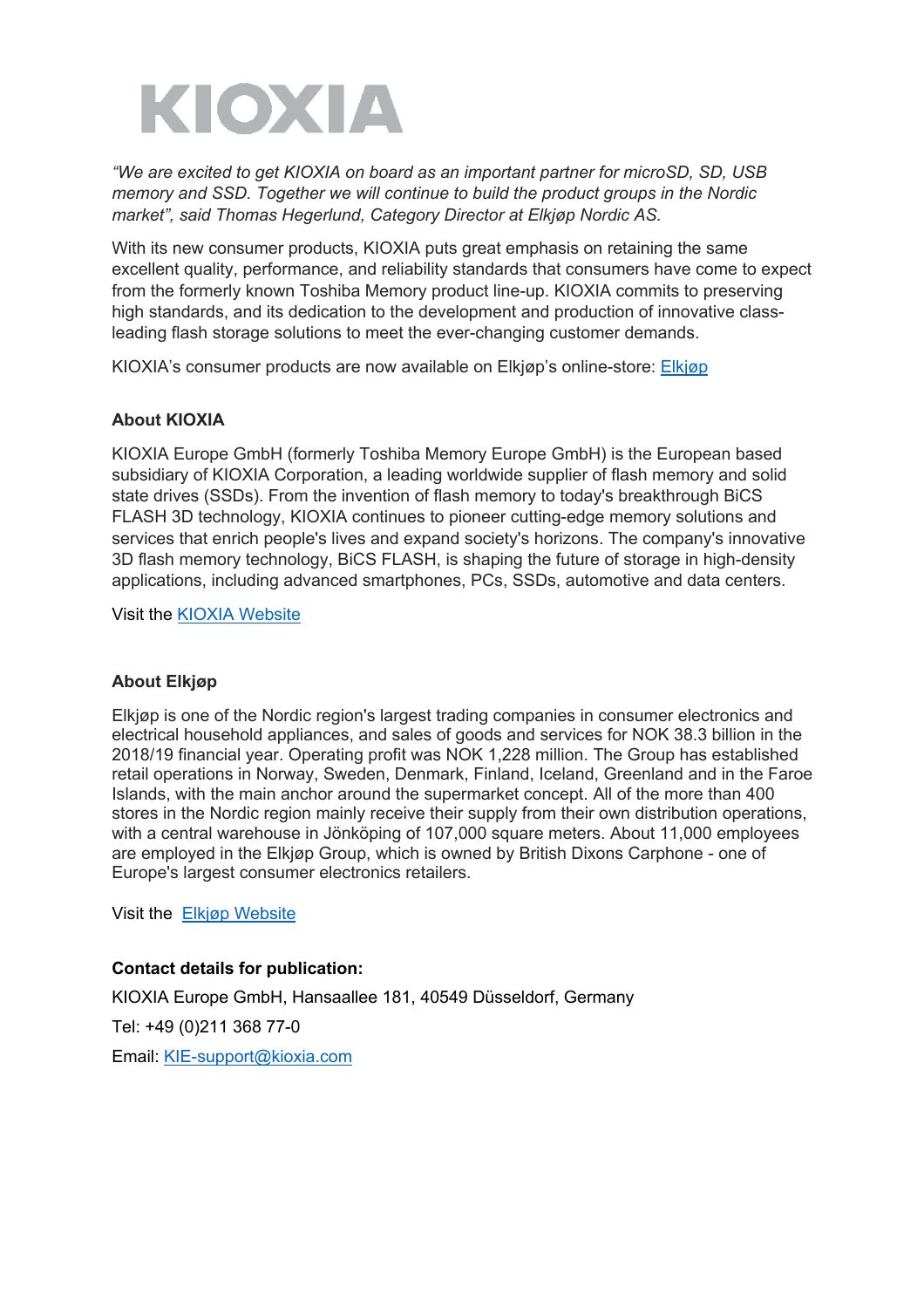KIOXIA

*"We are excited to get KIOXIA on board as an important partner for microSD, SD, USB memory and SSD. Together we will continue to build the product groups in the Nordic market", said Thomas Hegerlund, Category Director at Elkjøp Nordic AS.*

With its new consumer products, KIOXIA puts great emphasis on retaining the same excellent quality, performance, and reliability standards that consumers have come to expect from the formerly known Toshiba Memory product line-up. KIOXIA commits to preserving high standards, and its dedication to the development and production of innovative class-leading flash storage solutions to meet the ever-changing customer demands.

KIOXIA's consumer products are now available on Elkjøp's online-store: Elkjøp

**About KIOXIA**

KIOXIA Europe GmbH (formerly Toshiba Memory Europe GmbH) is the European based subsidiary of KIOXIA Corporation, a leading worldwide supplier of flash memory and solid state drives (SSDs). From the invention of flash memory to today's breakthrough BiCS FLASH 3D technology, KIOXIA continues to pioneer cutting-edge memory solutions and services that enrich people's lives and expand society's horizons. The company's innovative 3D flash memory technology, BiCS FLASH, is shaping the future of storage in high-density applications, including advanced smartphones, PCs, SSDs, automotive and data centers.

Visit the KIOXIA Website

**About Elkjøp**

Elkjøp is one of the Nordic region's largest trading companies in consumer electronics and electrical household appliances, and sales of goods and services for NOK 38.3 billion in the 2018/19 financial year. Operating profit was NOK 1,228 million. The Group has established retail operations in Norway, Sweden, Denmark, Finland, Iceland, Greenland and in the Faroe Islands, with the main anchor around the supermarket concept. All of the more than 400 stores in the Nordic region mainly receive their supply from their own distribution operations, with a central warehouse in Jönköping of 107,000 square meters. About 11,000 employees are employed in the Elkjøp Group, which is owned by British Dixons Carphone - one of Europe's largest consumer electronics retailers.

Visit the Elkjøp Website

**Contact details for publication:**

KIOXIA Europe GmbH, Hansaallee 181, 40549 Düsseldorf, Germany

Tel: +49 (0)211 368 77-0

Email: KIE-support@kioxia.com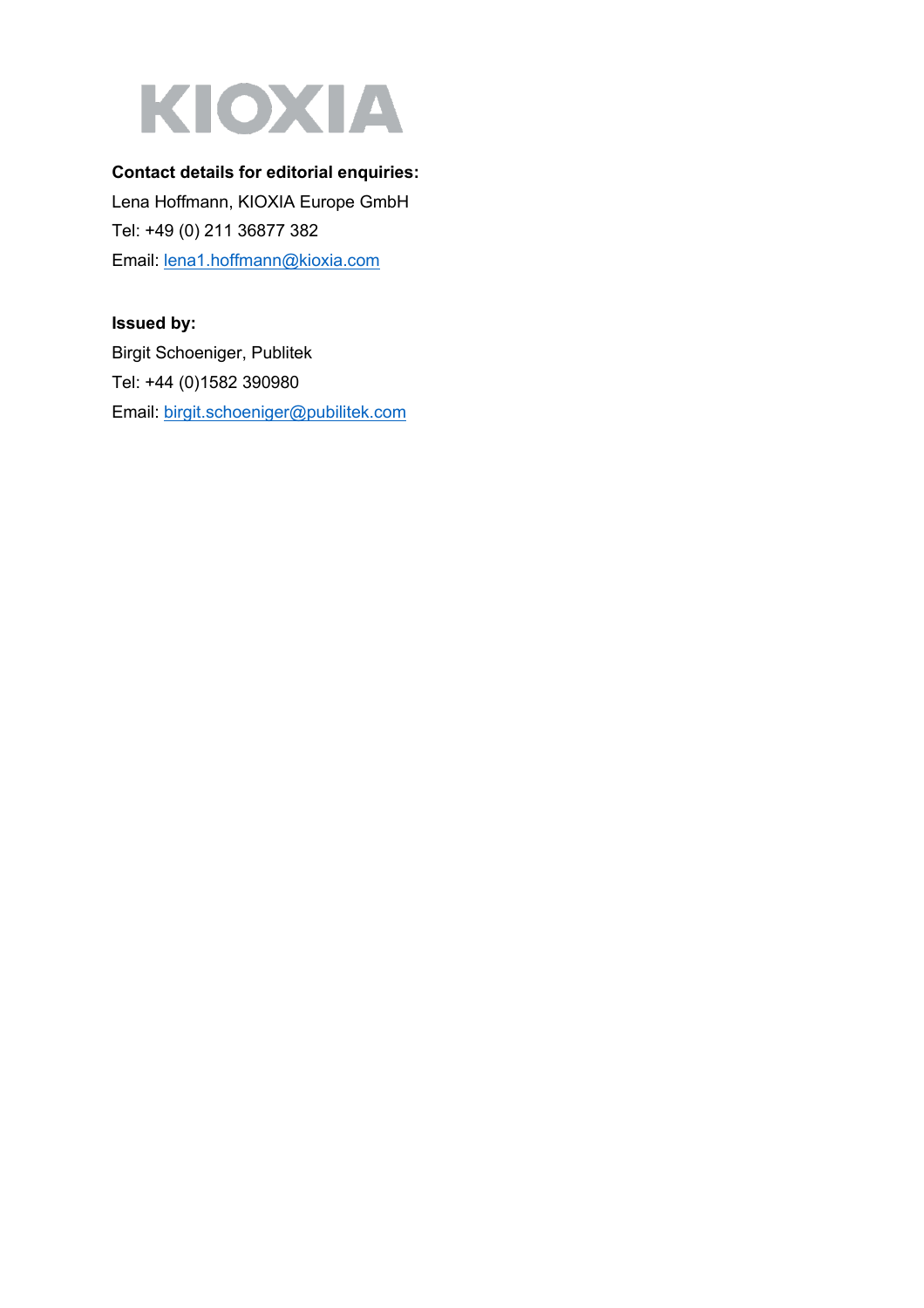KIOXIA

**Contact details for editorial enquiries:**
Lena Hoffmann, KIOXIA Europe GmbH
Tel: +49 (0) 211 36877 382
Email: lena1.hoffmann@kioxia.com

**Issued by:**
Birgit Schoeniger, Publitek
Tel: +44 (0)1582 390980
Email: birgit.schoeniger@pubilitek.com